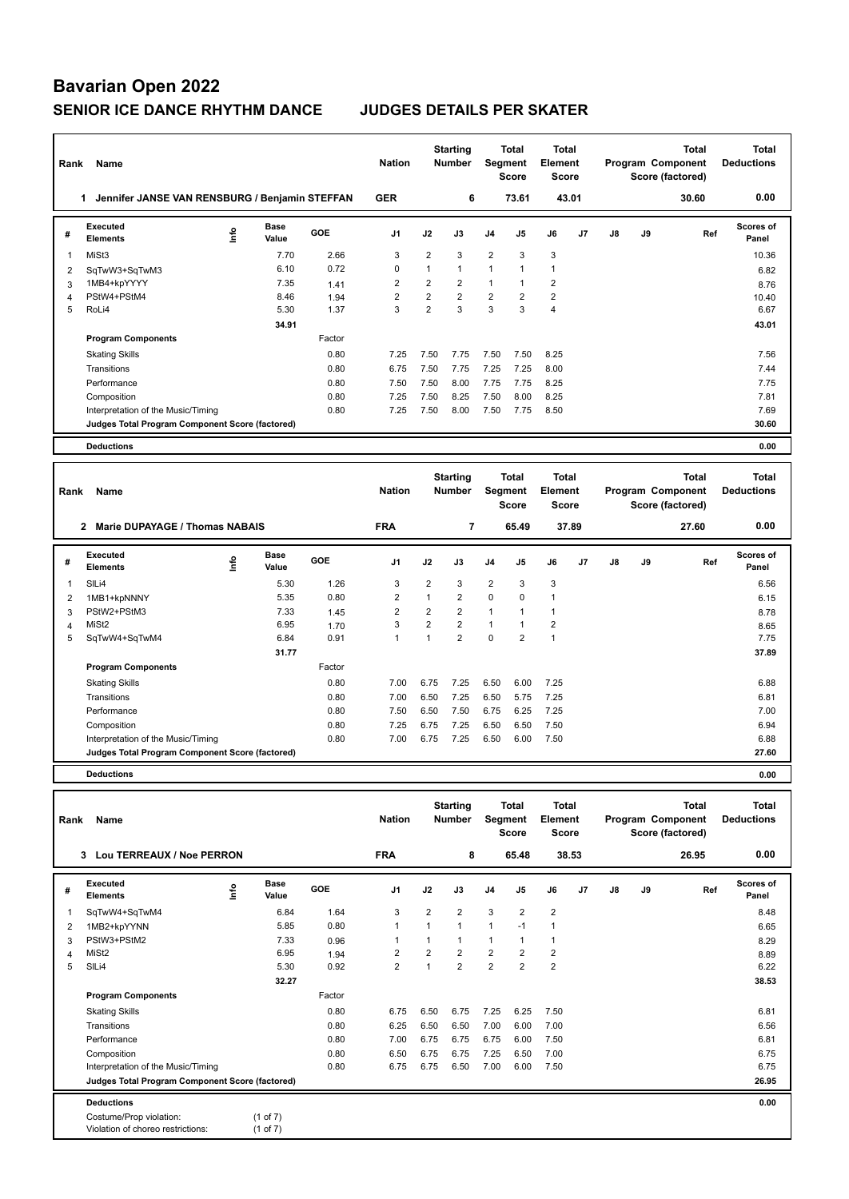# Bavarian Open 2022

## SENIOR ICE DANCE RHYTHM DANCE — JUDGES DETAILS PER SKATER

| Rank | Name | Nation | Starting Number | Total Segment Score | Total Element Score | Total Program Component Score (factored) | Total Deductions |
|---|---|---|---|---|---|---|---|
| 1 | Jennifer JANSE VAN RENSBURG / Benjamin STEFFAN | GER | 6 | 73.61 | 43.01 | 30.60 | 0.00 |

| # | Executed Elements | Info | Base Value | GOE | J1 | J2 | J3 | J4 | J5 | J6 | J7 | J8 | J9 | Ref | Scores of Panel |
|---|---|---|---|---|---|---|---|---|---|---|---|---|---|---|---|
| 1 | MiSt3 | | 7.70 | 2.66 | 3 | 2 | 3 | 2 | 3 | 3 | | | | | 10.36 |
| 2 | SqTwW3+SqTwM3 | | 6.10 | 0.72 | 0 | 1 | 1 | 1 | 1 | 1 | | | | | 6.82 |
| 3 | 1MB4+kpYYYY | | 7.35 | 1.41 | 2 | 2 | 2 | 1 | 1 | 2 | | | | | 8.76 |
| 4 | PStW4+PStM4 | | 8.46 | 1.94 | 2 | 2 | 2 | 2 | 2 | 2 | | | | | 10.40 |
| 5 | RoLi4 | | 5.30 | 1.37 | 3 | 2 | 3 | 3 | 3 | 4 | | | | | 6.67 |
| | | | 34.91 | | | | | | | | | | | | 43.01 |

| Program Components | Factor | J1 | J2 | J3 | J4 | J5 | J6 | J7 | J8 | J9 | Scores of Panel |
|---|---|---|---|---|---|---|---|---|---|---|---|
| Skating Skills | 0.80 | 7.25 | 7.50 | 7.75 | 7.50 | 7.50 | 8.25 | | | | 7.56 |
| Transitions | 0.80 | 6.75 | 7.50 | 7.75 | 7.25 | 7.25 | 8.00 | | | | 7.44 |
| Performance | 0.80 | 7.50 | 7.50 | 8.00 | 7.75 | 7.75 | 8.25 | | | | 7.75 |
| Composition | 0.80 | 7.25 | 7.50 | 8.25 | 7.50 | 8.00 | 8.25 | | | | 7.81 |
| Interpretation of the Music/Timing | 0.80 | 7.25 | 7.50 | 8.00 | 7.50 | 7.75 | 8.50 | | | | 7.69 |
| Judges Total Program Component Score (factored) | | | | | | | | | | | 30.60 |

**Deductions** 0.00

| Rank | Name | Nation | Starting Number | Total Segment Score | Total Element Score | Total Program Component Score (factored) | Total Deductions |
|---|---|---|---|---|---|---|---|
| 2 | Marie DUPAYAGE / Thomas NABAIS | FRA | 7 | 65.49 | 37.89 | 27.60 | 0.00 |

| # | Executed Elements | Info | Base Value | GOE | J1 | J2 | J3 | J4 | J5 | J6 | J7 | J8 | J9 | Ref | Scores of Panel |
|---|---|---|---|---|---|---|---|---|---|---|---|---|---|---|---|
| 1 | SlLi4 | | 5.30 | 1.26 | 3 | 2 | 3 | 2 | 3 | 3 | | | | | 6.56 |
| 2 | 1MB1+kpNNNY | | 5.35 | 0.80 | 2 | 1 | 2 | 0 | 0 | 1 | | | | | 6.15 |
| 3 | PStW2+PStM3 | | 7.33 | 1.45 | 2 | 2 | 2 | 1 | 1 | 1 | | | | | 8.78 |
| 4 | MiSt2 | | 6.95 | 1.70 | 3 | 2 | 2 | 1 | 1 | 2 | | | | | 8.65 |
| 5 | SqTwW4+SqTwM4 | | 6.84 | 0.91 | 1 | 1 | 2 | 0 | 2 | 1 | | | | | 7.75 |
| | | | 31.77 | | | | | | | | | | | | 37.89 |

| Program Components | Factor | J1 | J2 | J3 | J4 | J5 | J6 | J7 | J8 | J9 | Scores of Panel |
|---|---|---|---|---|---|---|---|---|---|---|---|
| Skating Skills | 0.80 | 7.00 | 6.75 | 7.25 | 6.50 | 6.00 | 7.25 | | | | 6.88 |
| Transitions | 0.80 | 7.00 | 6.50 | 7.25 | 6.50 | 5.75 | 7.25 | | | | 6.81 |
| Performance | 0.80 | 7.50 | 6.50 | 7.50 | 6.75 | 6.25 | 7.25 | | | | 7.00 |
| Composition | 0.80 | 7.25 | 6.75 | 7.25 | 6.50 | 6.50 | 7.50 | | | | 6.94 |
| Interpretation of the Music/Timing | 0.80 | 7.00 | 6.75 | 7.25 | 6.50 | 6.00 | 7.50 | | | | 6.88 |
| Judges Total Program Component Score (factored) | | | | | | | | | | | 27.60 |

**Deductions** 0.00

| Rank | Name | Nation | Starting Number | Total Segment Score | Total Element Score | Total Program Component Score (factored) | Total Deductions |
|---|---|---|---|---|---|---|---|
| 3 | Lou TERREAUX / Noe PERRON | FRA | 8 | 65.48 | 38.53 | 26.95 | 0.00 |

| # | Executed Elements | Info | Base Value | GOE | J1 | J2 | J3 | J4 | J5 | J6 | J7 | J8 | J9 | Ref | Scores of Panel |
|---|---|---|---|---|---|---|---|---|---|---|---|---|---|---|---|
| 1 | SqTwW4+SqTwM4 | | 6.84 | 1.64 | 3 | 2 | 2 | 3 | 2 | 2 | | | | | 8.48 |
| 2 | 1MB2+kpYYNN | | 5.85 | 0.80 | 1 | 1 | 1 | 1 | -1 | 1 | | | | | 6.65 |
| 3 | PStW3+PStM2 | | 7.33 | 0.96 | 1 | 1 | 1 | 1 | 1 | 1 | | | | | 8.29 |
| 4 | MiSt2 | | 6.95 | 1.94 | 2 | 2 | 2 | 2 | 2 | 2 | | | | | 8.89 |
| 5 | SlLi4 | | 5.30 | 0.92 | 2 | 1 | 2 | 2 | 2 | 2 | | | | | 6.22 |
| | | | 32.27 | | | | | | | | | | | | 38.53 |

| Program Components | Factor | J1 | J2 | J3 | J4 | J5 | J6 | J7 | J8 | J9 | Scores of Panel |
|---|---|---|---|---|---|---|---|---|---|---|---|
| Skating Skills | 0.80 | 6.75 | 6.50 | 6.75 | 7.25 | 6.25 | 7.50 | | | | 6.81 |
| Transitions | 0.80 | 6.25 | 6.50 | 6.50 | 7.00 | 6.00 | 7.00 | | | | 6.56 |
| Performance | 0.80 | 7.00 | 6.75 | 6.75 | 6.75 | 6.00 | 7.50 | | | | 6.81 |
| Composition | 0.80 | 6.50 | 6.75 | 6.75 | 7.25 | 6.50 | 7.00 | | | | 6.75 |
| Interpretation of the Music/Timing | 0.80 | 6.75 | 6.75 | 6.50 | 7.00 | 6.00 | 7.50 | | | | 6.75 |
| Judges Total Program Component Score (factored) | | | | | | | | | | | 26.95 |

**Deductions** 0.00

Costume/Prop violation: (1 of 7)
Violation of choreo restrictions: (1 of 7)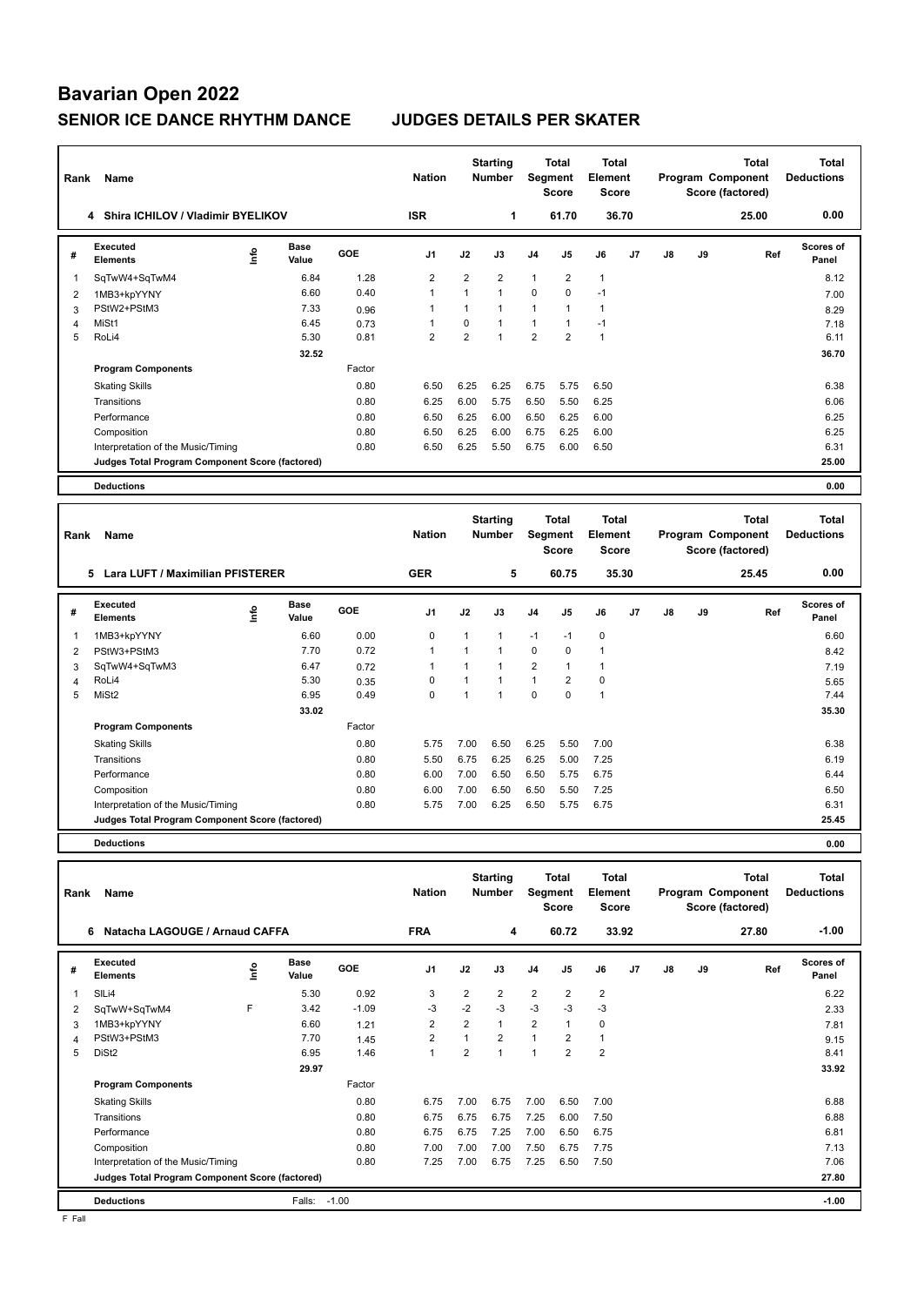# Bavarian Open 2022

## SENIOR ICE DANCE RHYTHM DANCE JUDGES DETAILS PER SKATER

| Rank | Name | Nation | Starting Number | Total Segment Score | Total Element Score | Total Program Component Score (factored) | Total Deductions |
|---|---|---|---|---|---|---|---|
| 4 | Shira ICHILOV / Vladimir BYELIKOV | ISR | 1 | 61.70 | 36.70 | 25.00 | 0.00 |

| # | Executed Elements | Info | Base Value | GOE | J1 | J2 | J3 | J4 | J5 | J6 | J7 | J8 | J9 | Ref | Scores of Panel |
|---|---|---|---|---|---|---|---|---|---|---|---|---|---|---|---|
| 1 | SqTwW4+SqTwM4 | | 6.84 | 1.28 | 2 | 2 | 2 | 1 | 2 | 1 | | | | | 8.12 |
| 2 | 1MB3+kpYYNY | | 6.60 | 0.40 | 1 | 1 | 1 | 0 | 0 | -1 | | | | | 7.00 |
| 3 | PStW2+PStM3 | | 7.33 | 0.96 | 1 | 1 | 1 | 1 | 1 | 1 | | | | | 8.29 |
| 4 | MiSt1 | | 6.45 | 0.73 | 1 | 0 | 1 | 1 | 1 | -1 | | | | | 7.18 |
| 5 | RoLi4 | | 5.30 | 0.81 | 2 | 2 | 1 | 2 | 2 | 1 | | | | | 6.11 |
| | | | 32.52 | | | | | | | | | | | | 36.70 |
| | **Program Components** | | | Factor | | | | | | | | | | | |
| | Skating Skills | | | 0.80 | 6.50 | 6.25 | 6.25 | 6.75 | 5.75 | 6.50 | | | | | 6.38 |
| | Transitions | | | 0.80 | 6.25 | 6.00 | 5.75 | 6.50 | 5.50 | 6.25 | | | | | 6.06 |
| | Performance | | | 0.80 | 6.50 | 6.25 | 6.00 | 6.50 | 6.25 | 6.00 | | | | | 6.25 |
| | Composition | | | 0.80 | 6.50 | 6.25 | 6.00 | 6.75 | 6.25 | 6.00 | | | | | 6.25 |
| | Interpretation of the Music/Timing | | | 0.80 | 6.50 | 6.25 | 5.50 | 6.75 | 6.00 | 6.50 | | | | | 6.31 |
| | **Judges Total Program Component Score (factored)** | | | | | | | | | | | | | | 25.00 |
| | **Deductions** | | | | | | | | | | | | | | 0.00 |

| Rank | Name | Nation | Starting Number | Total Segment Score | Total Element Score | Total Program Component Score (factored) | Total Deductions |
|---|---|---|---|---|---|---|---|
| 5 | Lara LUFT / Maximilian PFISTERER | GER | 5 | 60.75 | 35.30 | 25.45 | 0.00 |

| # | Executed Elements | Info | Base Value | GOE | J1 | J2 | J3 | J4 | J5 | J6 | J7 | J8 | J9 | Ref | Scores of Panel |
|---|---|---|---|---|---|---|---|---|---|---|---|---|---|---|---|
| 1 | 1MB3+kpYYNY | | 6.60 | 0.00 | 0 | 1 | 1 | -1 | -1 | 0 | | | | | 6.60 |
| 2 | PStW3+PStM3 | | 7.70 | 0.72 | 1 | 1 | 1 | 0 | 0 | 1 | | | | | 8.42 |
| 3 | SqTwW4+SqTwM3 | | 6.47 | 0.72 | 1 | 1 | 1 | 2 | 1 | 1 | | | | | 7.19 |
| 4 | RoLi4 | | 5.30 | 0.35 | 0 | 1 | 1 | 1 | 2 | 0 | | | | | 5.65 |
| 5 | MiSt2 | | 6.95 | 0.49 | 0 | 1 | 1 | 0 | 0 | 1 | | | | | 7.44 |
| | | | 33.02 | | | | | | | | | | | | 35.30 |
| | **Program Components** | | | Factor | | | | | | | | | | | |
| | Skating Skills | | | 0.80 | 5.75 | 7.00 | 6.50 | 6.25 | 5.50 | 7.00 | | | | | 6.38 |
| | Transitions | | | 0.80 | 5.50 | 6.75 | 6.25 | 6.25 | 5.00 | 7.25 | | | | | 6.19 |
| | Performance | | | 0.80 | 6.00 | 7.00 | 6.50 | 6.50 | 5.75 | 6.75 | | | | | 6.44 |
| | Composition | | | 0.80 | 6.00 | 7.00 | 6.50 | 6.50 | 5.50 | 7.25 | | | | | 6.50 |
| | Interpretation of the Music/Timing | | | 0.80 | 5.75 | 7.00 | 6.25 | 6.50 | 5.75 | 6.75 | | | | | 6.31 |
| | **Judges Total Program Component Score (factored)** | | | | | | | | | | | | | | 25.45 |
| | **Deductions** | | | | | | | | | | | | | | 0.00 |

| Rank | Name | Nation | Starting Number | Total Segment Score | Total Element Score | Total Program Component Score (factored) | Total Deductions |
|---|---|---|---|---|---|---|---|
| 6 | Natacha LAGOUGE / Arnaud CAFFA | FRA | 4 | 60.72 | 33.92 | 27.80 | -1.00 |

| # | Executed Elements | Info | Base Value | GOE | J1 | J2 | J3 | J4 | J5 | J6 | J7 | J8 | J9 | Ref | Scores of Panel |
|---|---|---|---|---|---|---|---|---|---|---|---|---|---|---|---|
| 1 | SlLi4 | | 5.30 | 0.92 | 3 | 2 | 2 | 2 | 2 | 2 | | | | | 6.22 |
| 2 | SqTwW+SqTwM4 | F | 3.42 | -1.09 | -3 | -2 | -3 | -3 | -3 | -3 | | | | | 2.33 |
| 3 | 1MB3+kpYYNY | | 6.60 | 1.21 | 2 | 2 | 1 | 2 | 1 | 0 | | | | | 7.81 |
| 4 | PStW3+PStM3 | | 7.70 | 1.45 | 2 | 1 | 2 | 1 | 2 | 1 | | | | | 9.15 |
| 5 | DiSt2 | | 6.95 | 1.46 | 1 | 2 | 1 | 1 | 2 | 2 | | | | | 8.41 |
| | | | 29.97 | | | | | | | | | | | | 33.92 |
| | **Program Components** | | | Factor | | | | | | | | | | | |
| | Skating Skills | | | 0.80 | 6.75 | 7.00 | 6.75 | 7.00 | 6.50 | 7.00 | | | | | 6.88 |
| | Transitions | | | 0.80 | 6.75 | 6.75 | 6.75 | 7.25 | 6.00 | 7.50 | | | | | 6.88 |
| | Performance | | | 0.80 | 6.75 | 6.75 | 7.25 | 7.00 | 6.50 | 6.75 | | | | | 6.81 |
| | Composition | | | 0.80 | 7.00 | 7.00 | 7.00 | 7.50 | 6.75 | 7.75 | | | | | 7.13 |
| | Interpretation of the Music/Timing | | | 0.80 | 7.25 | 7.00 | 6.75 | 7.25 | 6.50 | 7.50 | | | | | 7.06 |
| | **Judges Total Program Component Score (factored)** | | | | | | | | | | | | | | 27.80 |
| | **Deductions** | | Falls: -1.00 | | | | | | | | | | | | -1.00 |

F Fall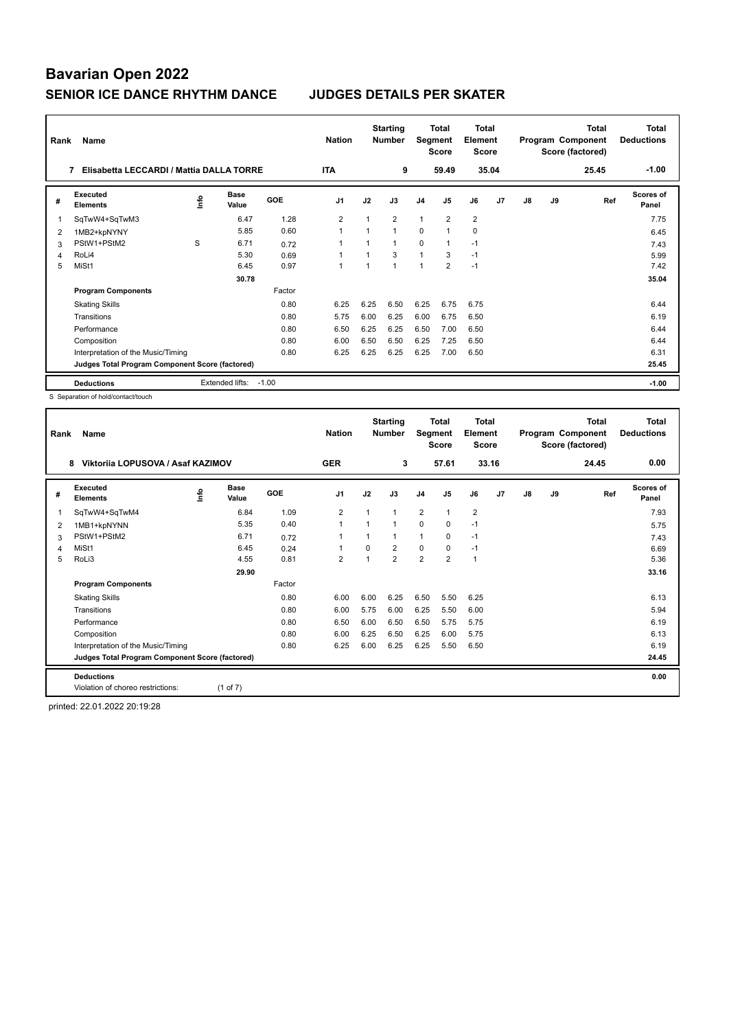# Bavarian Open 2022

## SENIOR ICE DANCE RHYTHM DANCE JUDGES DETAILS PER SKATER

| Rank | Name | Nation | Starting Number | Total Segment Score | Total Element Score | Total Program Component Score (factored) | Total Deductions |
|---|---|---|---|---|---|---|---|
| 7 | Elisabetta LECCARDI / Mattia DALLA TORRE | ITA | 9 | 59.49 | 35.04 | 25.45 | -1.00 |

| # | Executed Elements | Info | Base Value | GOE | J1 | J2 | J3 | J4 | J5 | J6 | J7 | J8 | J9 | Ref | Scores of Panel |
|---|---|---|---|---|---|---|---|---|---|---|---|---|---|---|---|
| 1 | SqTwW4+SqTwM3 | | 6.47 | 1.28 | 2 | 1 | 2 | 1 | 2 | 2 | | | | | 7.75 |
| 2 | 1MB2+kpNYNY | | 5.85 | 0.60 | 1 | 1 | 1 | 0 | 1 | 0 | | | | | 6.45 |
| 3 | PStW1+PStM2 | S | 6.71 | 0.72 | 1 | 1 | 1 | 0 | 1 | -1 | | | | | 7.43 |
| 4 | RoLi4 | | 5.30 | 0.69 | 1 | 1 | 3 | 1 | 3 | -1 | | | | | 5.99 |
| 5 | MiSt1 | | 6.45 | 0.97 | 1 | 1 | 1 | 1 | 2 | -1 | | | | | 7.42 |
| | | | 30.78 | | | | | | | | | | | | 35.04 |
| | **Program Components** | | | Factor | | | | | | | | | | | |
| | Skating Skills | | | 0.80 | 6.25 | 6.25 | 6.50 | 6.25 | 6.75 | 6.75 | | | | | 6.44 |
| | Transitions | | | 0.80 | 5.75 | 6.00 | 6.25 | 6.00 | 6.75 | 6.50 | | | | | 6.19 |
| | Performance | | | 0.80 | 6.50 | 6.25 | 6.25 | 6.50 | 7.00 | 6.50 | | | | | 6.44 |
| | Composition | | | 0.80 | 6.00 | 6.50 | 6.50 | 6.25 | 7.25 | 6.50 | | | | | 6.44 |
| | Interpretation of the Music/Timing | | | 0.80 | 6.25 | 6.25 | 6.25 | 6.25 | 7.00 | 6.50 | | | | | 6.31 |
| | **Judges Total Program Component Score (factored)** | | | | | | | | | | | | | | 25.45 |
| | **Deductions** | | Extended lifts: | -1.00 | | | | | | | | | | | -1.00 |

S Separation of hold/contact/touch

| Rank | Name | Nation | Starting Number | Total Segment Score | Total Element Score | Total Program Component Score (factored) | Total Deductions |
|---|---|---|---|---|---|---|---|
| 8 | Viktoriia LOPUSOVA / Asaf KAZIMOV | GER | 3 | 57.61 | 33.16 | 24.45 | 0.00 |

| # | Executed Elements | Info | Base Value | GOE | J1 | J2 | J3 | J4 | J5 | J6 | J7 | J8 | J9 | Ref | Scores of Panel |
|---|---|---|---|---|---|---|---|---|---|---|---|---|---|---|---|
| 1 | SqTwW4+SqTwM4 | | 6.84 | 1.09 | 2 | 1 | 1 | 2 | 1 | 2 | | | | | 7.93 |
| 2 | 1MB1+kpNYNN | | 5.35 | 0.40 | 1 | 1 | 1 | 0 | 0 | -1 | | | | | 5.75 |
| 3 | PStW1+PStM2 | | 6.71 | 0.72 | 1 | 1 | 1 | 1 | 0 | -1 | | | | | 7.43 |
| 4 | MiSt1 | | 6.45 | 0.24 | 1 | 0 | 2 | 0 | 0 | -1 | | | | | 6.69 |
| 5 | RoLi3 | | 4.55 | 0.81 | 2 | 1 | 2 | 2 | 2 | 1 | | | | | 5.36 |
| | | | 29.90 | | | | | | | | | | | | 33.16 |
| | **Program Components** | | | Factor | | | | | | | | | | | |
| | Skating Skills | | | 0.80 | 6.00 | 6.00 | 6.25 | 6.50 | 5.50 | 6.25 | | | | | 6.13 |
| | Transitions | | | 0.80 | 6.00 | 5.75 | 6.00 | 6.25 | 5.50 | 6.00 | | | | | 5.94 |
| | Performance | | | 0.80 | 6.50 | 6.00 | 6.50 | 6.50 | 5.75 | 5.75 | | | | | 6.19 |
| | Composition | | | 0.80 | 6.00 | 6.25 | 6.50 | 6.25 | 6.00 | 5.75 | | | | | 6.13 |
| | Interpretation of the Music/Timing | | | 0.80 | 6.25 | 6.00 | 6.25 | 6.25 | 5.50 | 6.50 | | | | | 6.19 |
| | **Judges Total Program Component Score (factored)** | | | | | | | | | | | | | | 24.45 |
| | **Deductions** | | | | | | | | | | | | | | 0.00 |
| | Violation of choreo restrictions: | | (1 of 7) | | | | | | | | | | | | |

printed: 22.01.2022 20:19:28